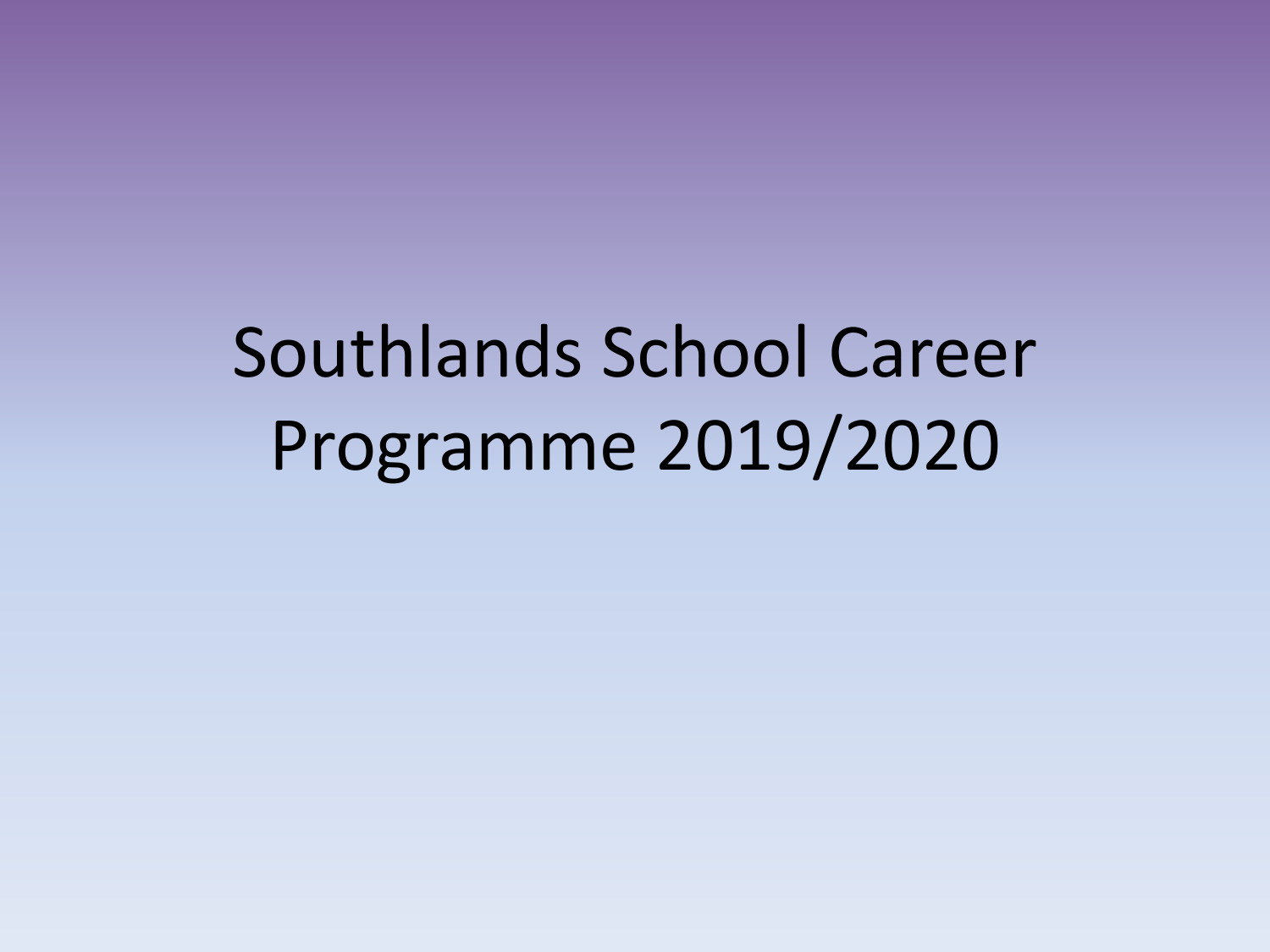# Southlands School Career Programme 2019/2020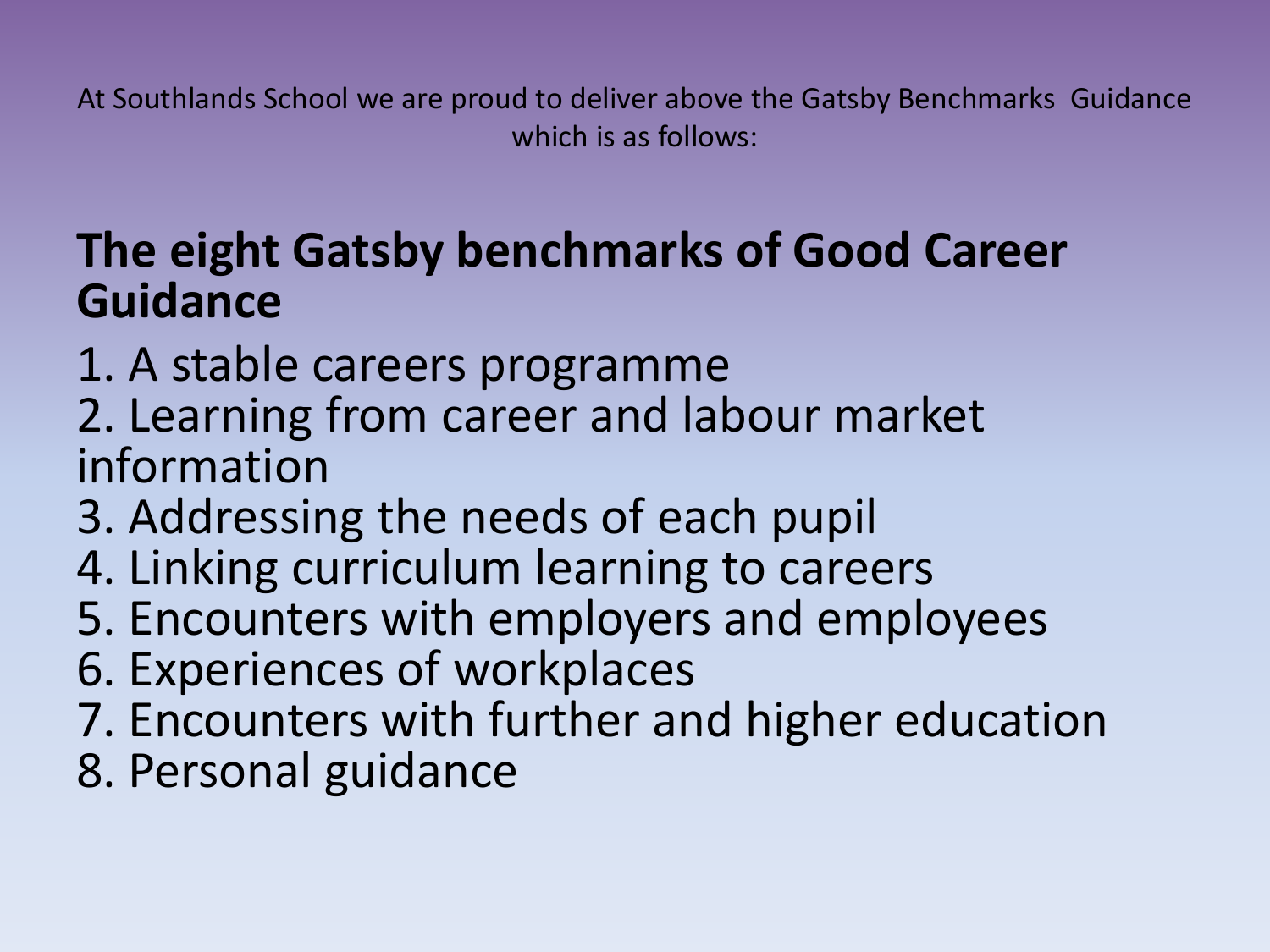At Southlands School we are proud to deliver above the Gatsby Benchmarks Guidance which is as follows:

## The eight Gatsby benchmarks of Good Career Guidance

1. A stable careers programme
2. Learning from career and labour market information
3. Addressing the needs of each pupil
4. Linking curriculum learning to careers
5. Encounters with employers and employees
6. Experiences of workplaces
7. Encounters with further and higher education
8. Personal guidance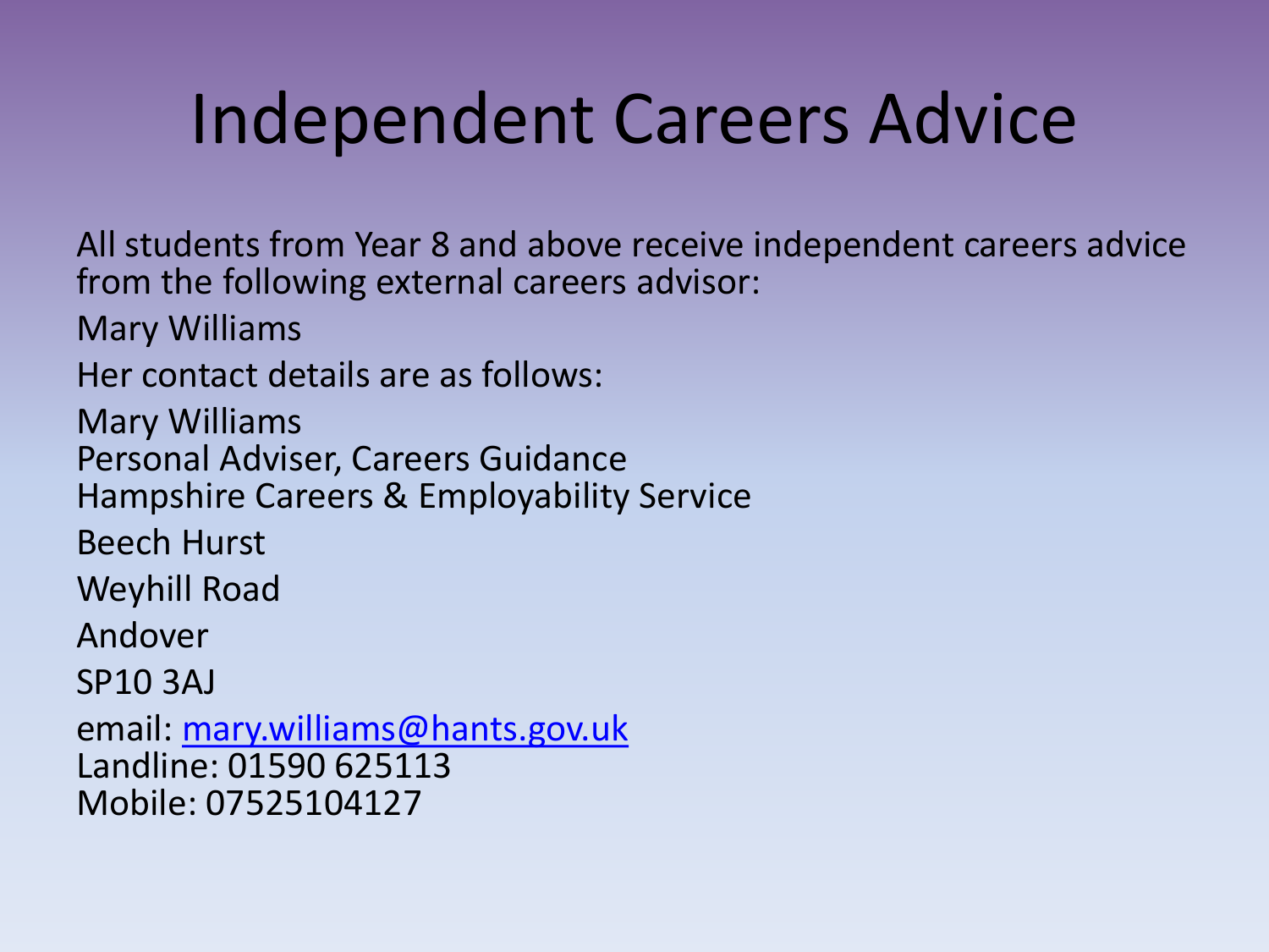# Independent Careers Advice

All students from Year 8 and above receive independent careers advice from the following external careers advisor:

Mary Williams

Her contact details are as follows:

Mary Williams
Personal Adviser, Careers Guidance
Hampshire Careers & Employability Service

Beech Hurst

Weyhill Road

Andover

SP10 3AJ

email: mary.williams@hants.gov.uk
Landline: 01590 625113
Mobile: 07525104127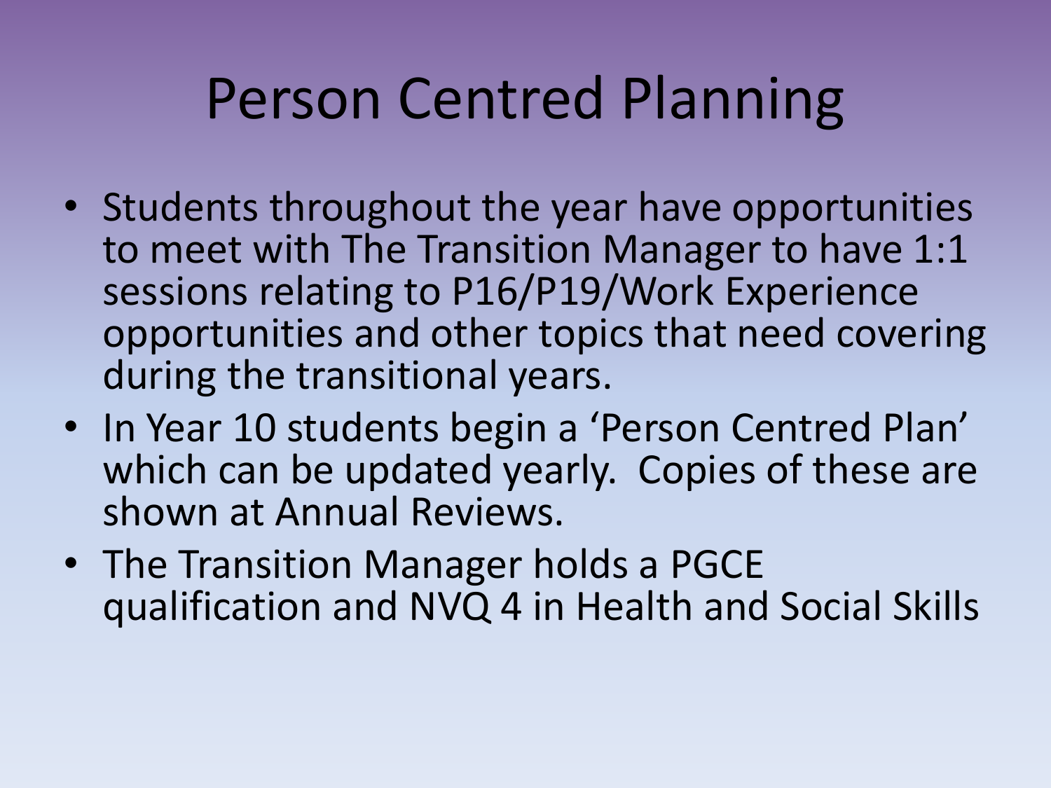# Person Centred Planning

- Students throughout the year have opportunities to meet with The Transition Manager to have 1:1 sessions relating to P16/P19/Work Experience opportunities and other topics that need covering during the transitional years.
- In Year 10 students begin a 'Person Centred Plan' which can be updated yearly. Copies of these are shown at Annual Reviews.
- The Transition Manager holds a PGCE qualification and NVQ 4 in Health and Social Skills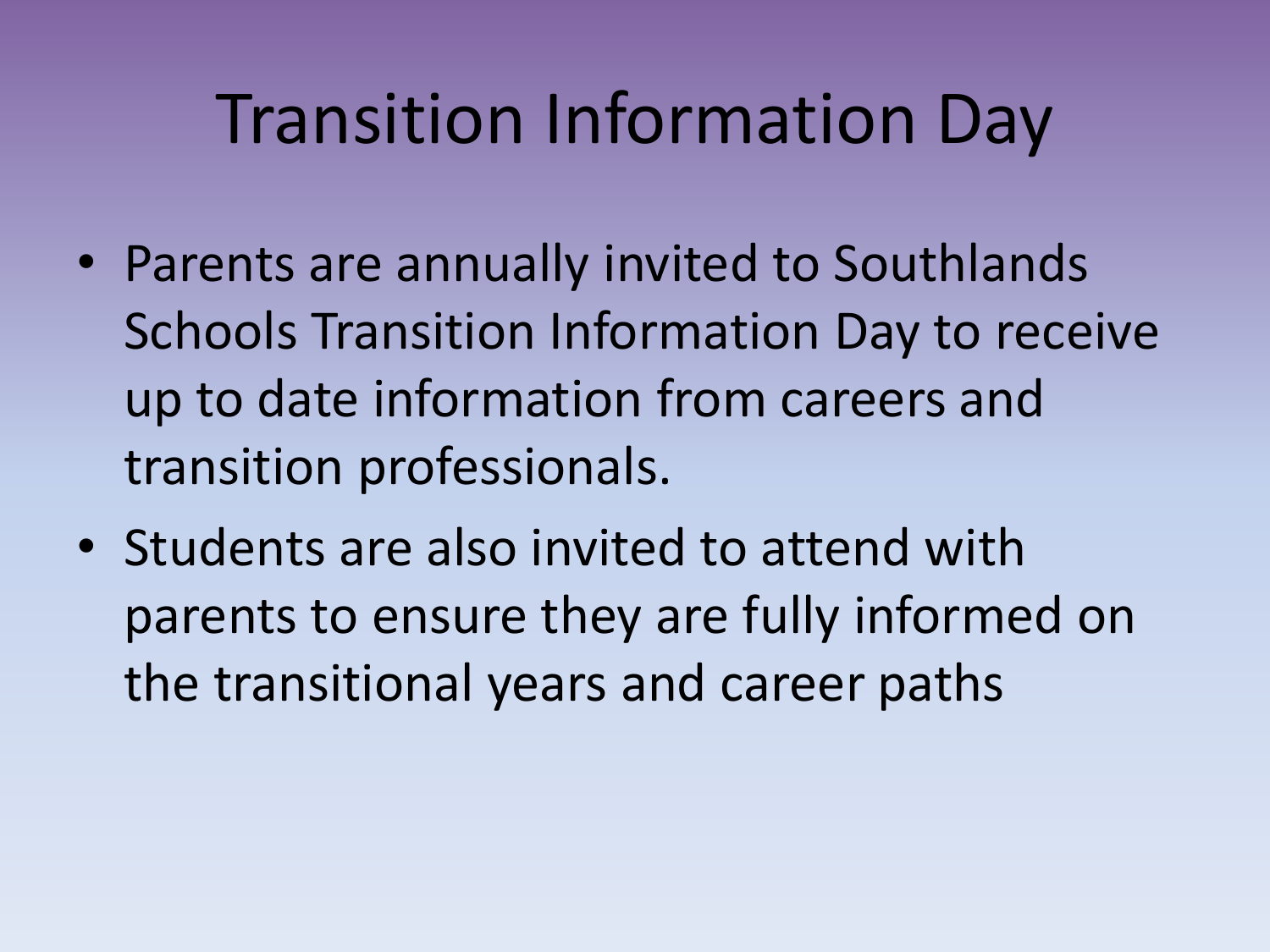# Transition Information Day

- Parents are annually invited to Southlands Schools Transition Information Day to receive up to date information from careers and transition professionals.
- Students are also invited to attend with parents to ensure they are fully informed on the transitional years and career paths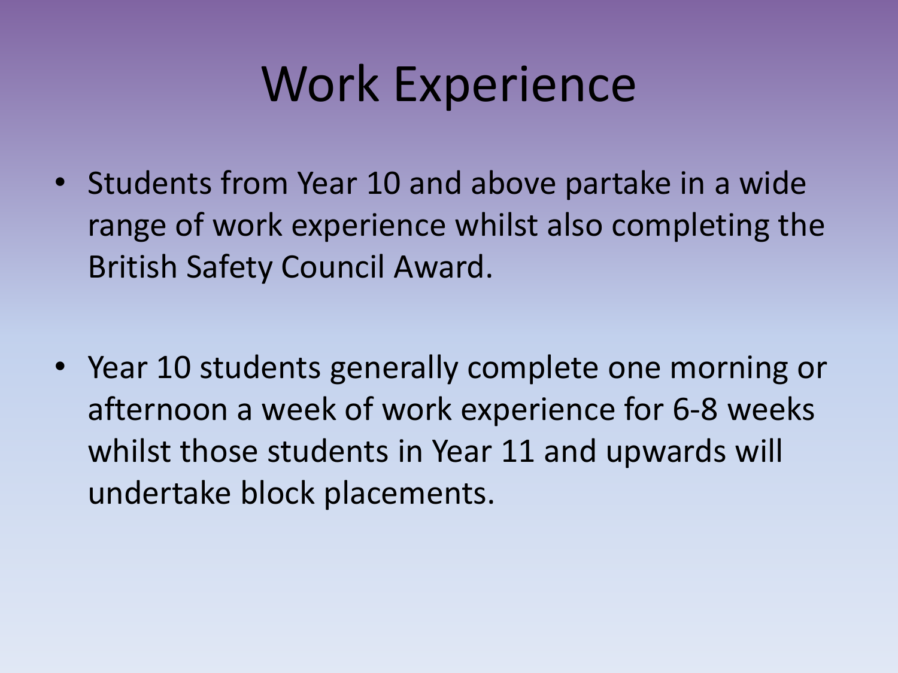# Work Experience

- Students from Year 10 and above partake in a wide range of work experience whilst also completing the British Safety Council Award.

- Year 10 students generally complete one morning or afternoon a week of work experience for 6-8 weeks whilst those students in Year 11 and upwards will undertake block placements.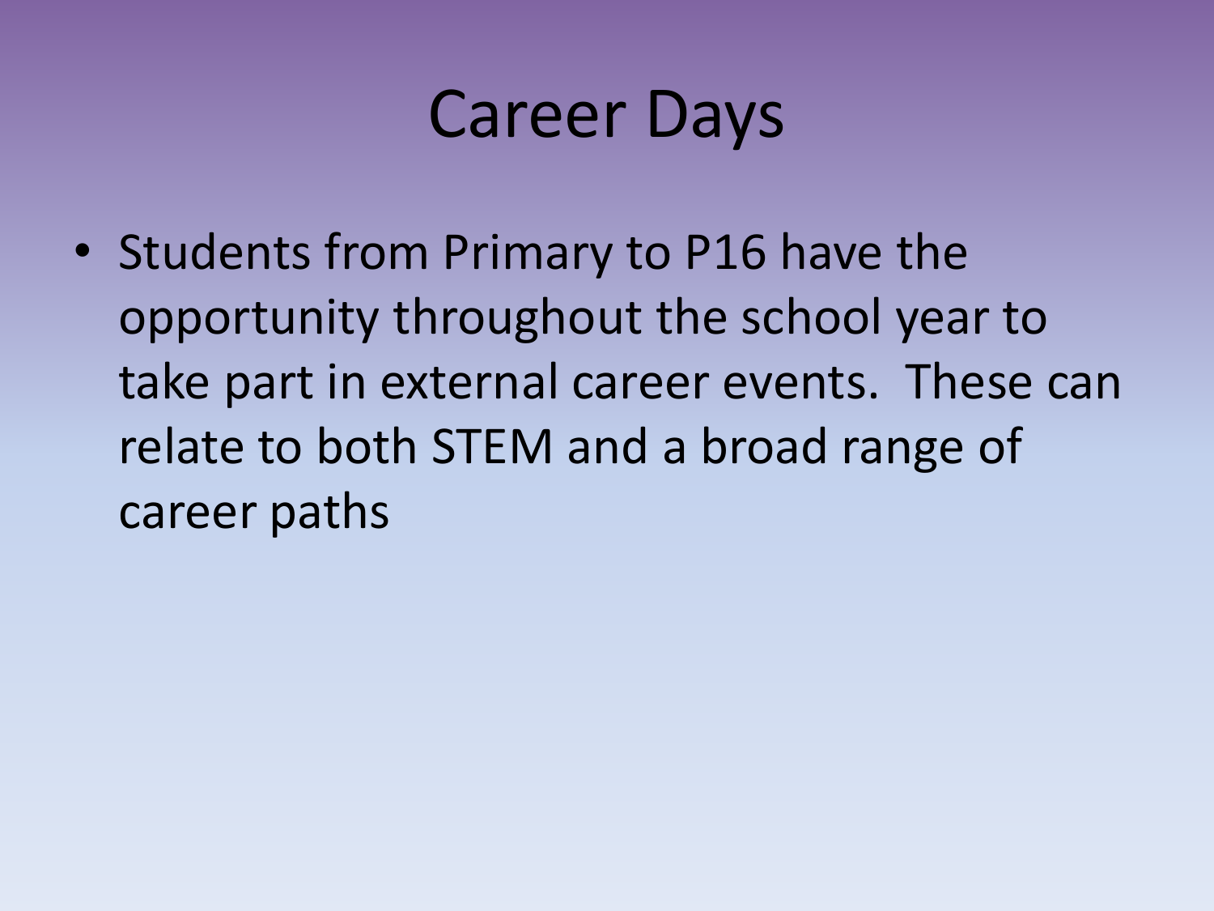# Career Days

- Students from Primary to P16 have the opportunity throughout the school year to take part in external career events.  These can relate to both STEM and a broad range of career paths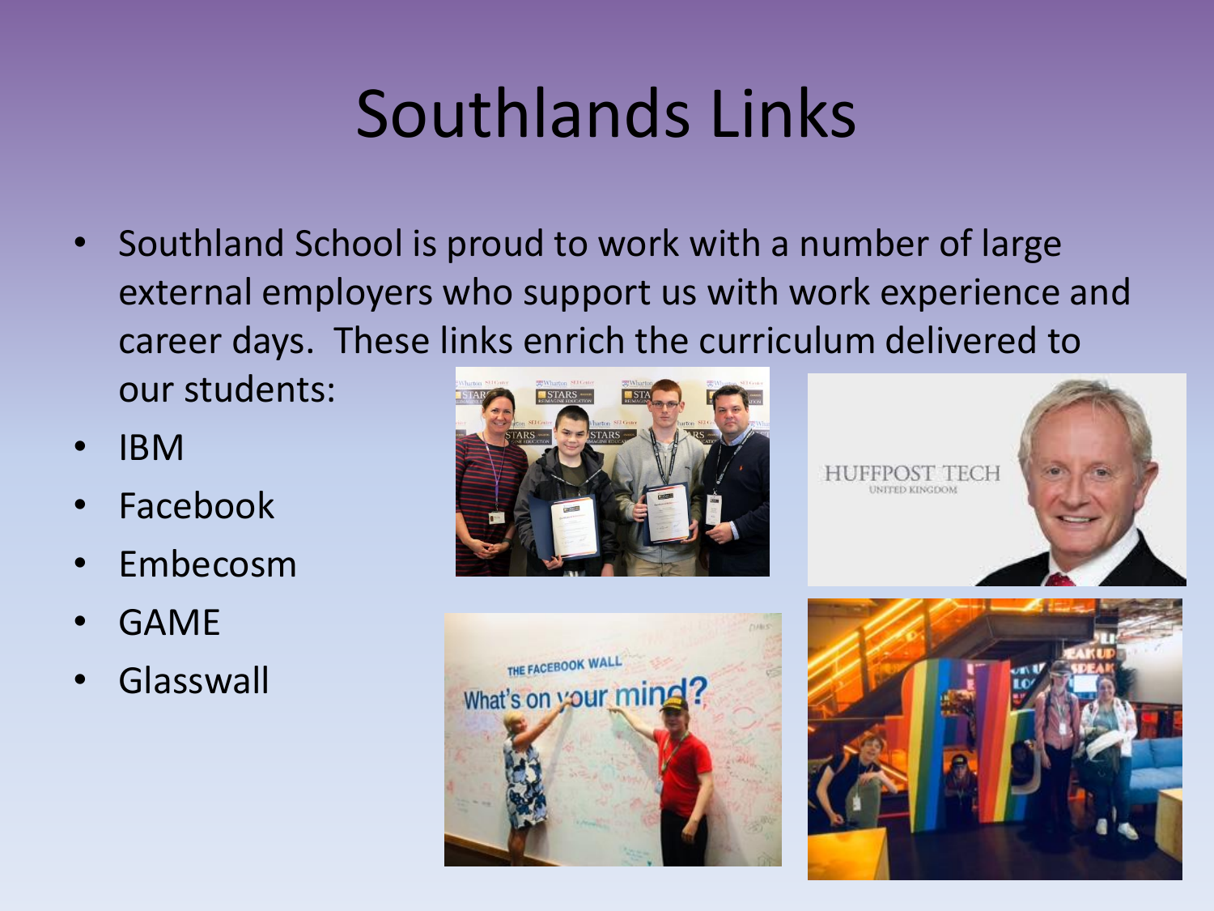# Southlands Links

- Southland School is proud to work with a number of large external employers who support us with work experience and career days. These links enrich the curriculum delivered to our students:
- IBM
- Facebook
- Embecosm
- GAME
- Glasswall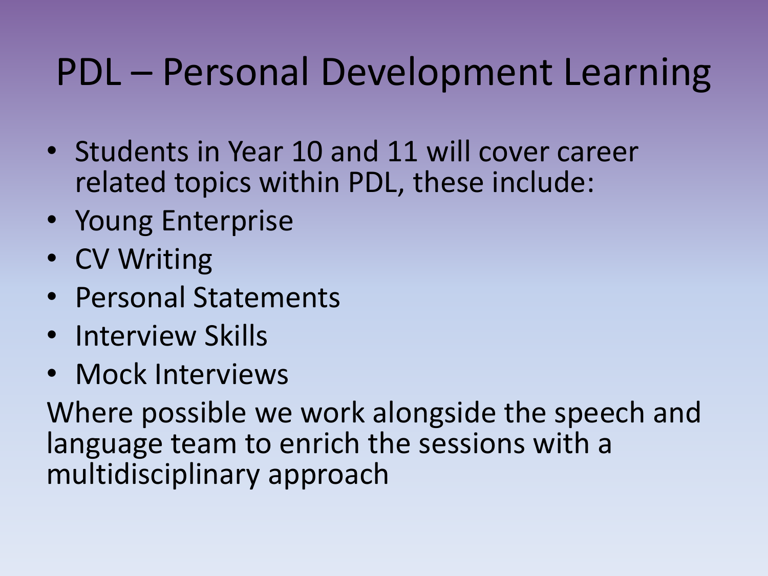# PDL – Personal Development Learning

- Students in Year 10 and 11 will cover career related topics within PDL, these include:
- Young Enterprise
- CV Writing
- Personal Statements
- Interview Skills
- Mock Interviews

Where possible we work alongside the speech and language team to enrich the sessions with a multidisciplinary approach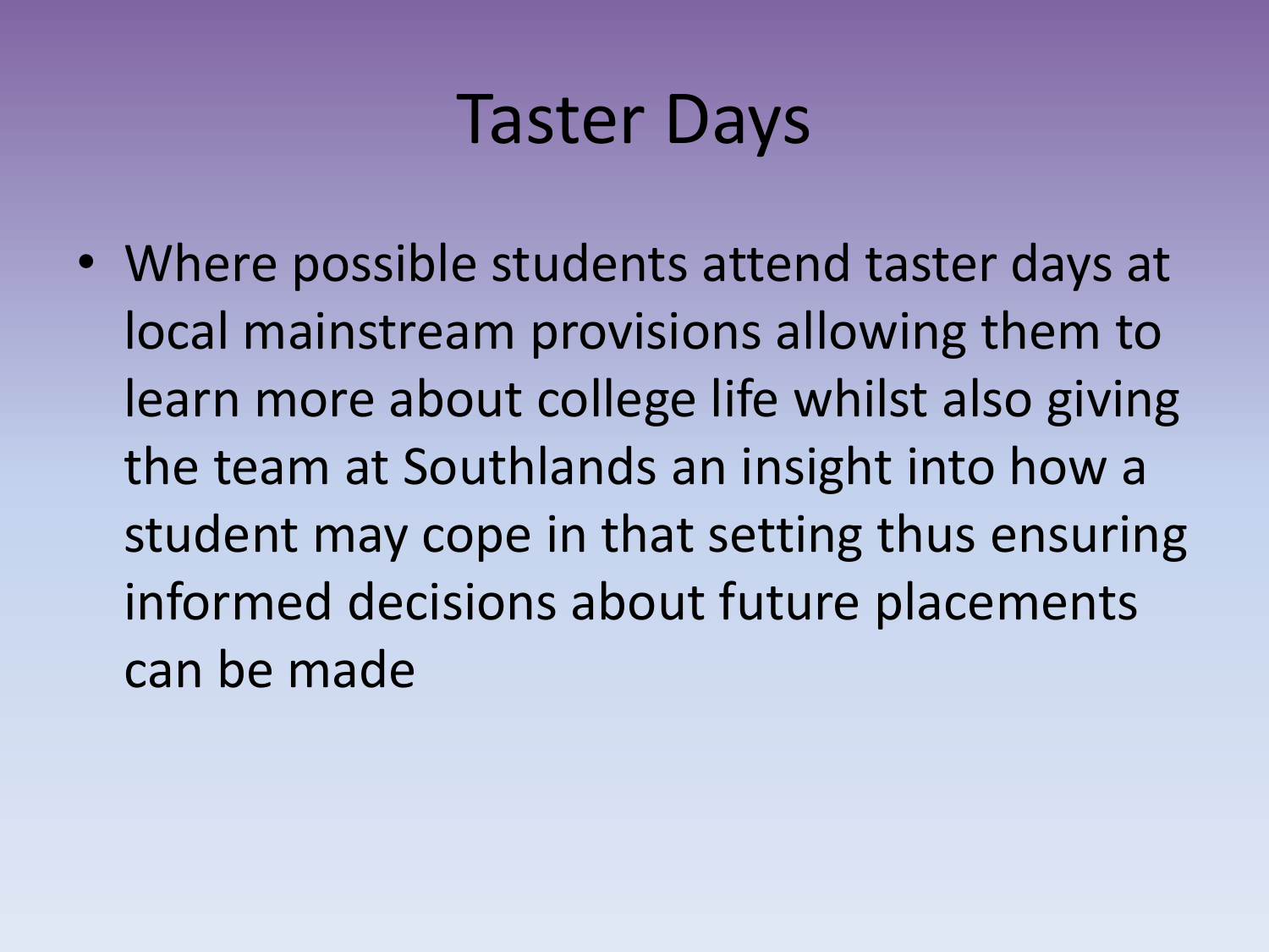# Taster Days

- Where possible students attend taster days at local mainstream provisions allowing them to learn more about college life whilst also giving the team at Southlands an insight into how a student may cope in that setting thus ensuring informed decisions about future placements can be made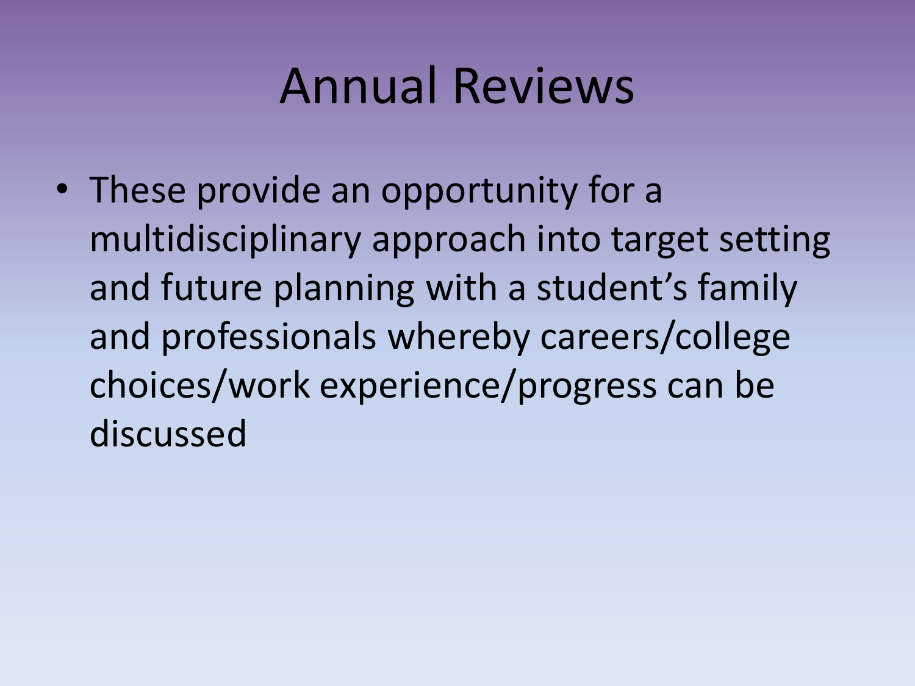# Annual Reviews

- These provide an opportunity for a multidisciplinary approach into target setting and future planning with a student's family and professionals whereby careers/college choices/work experience/progress can be discussed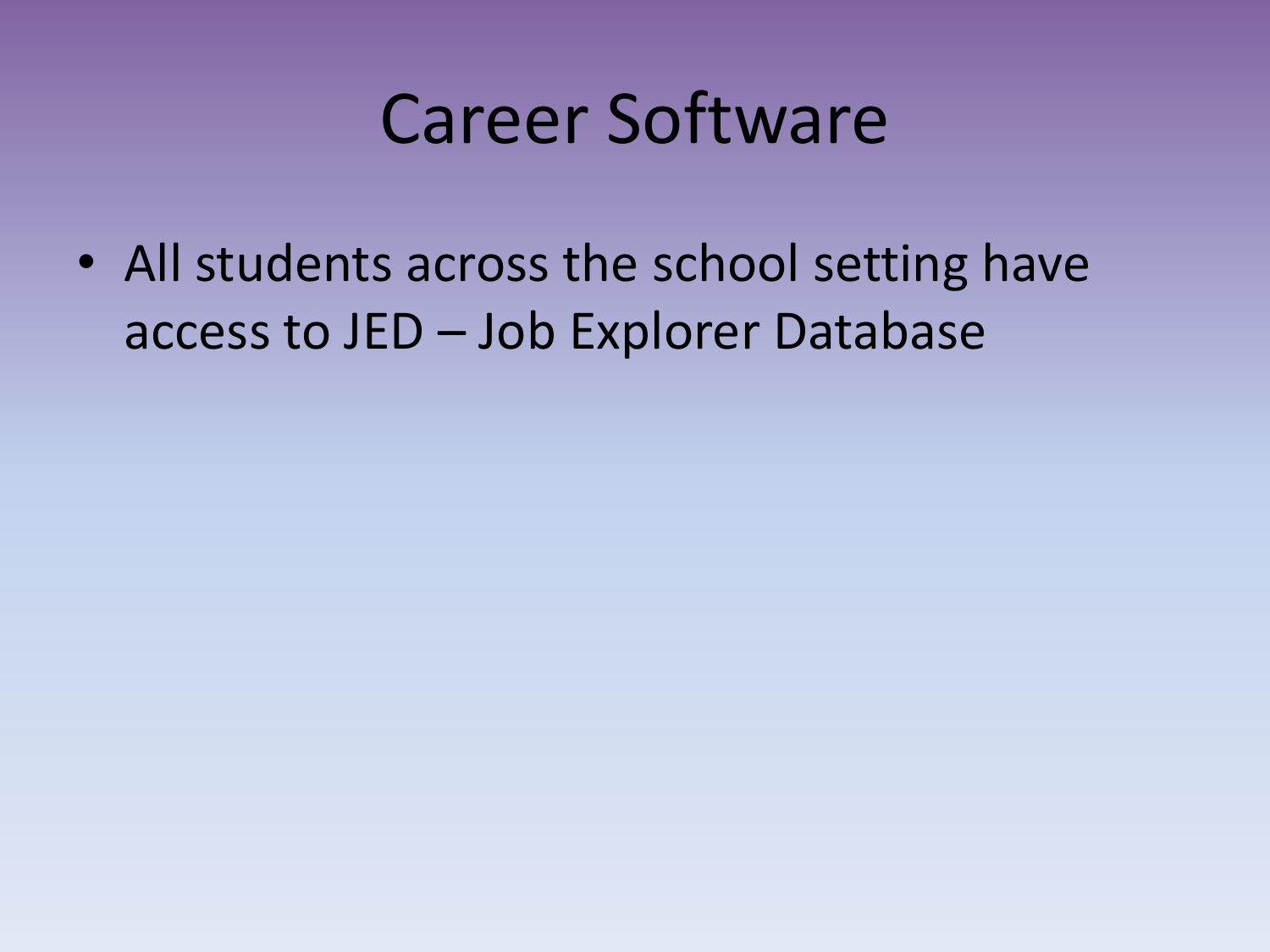# Career Software

- All students across the school setting have access to JED – Job Explorer Database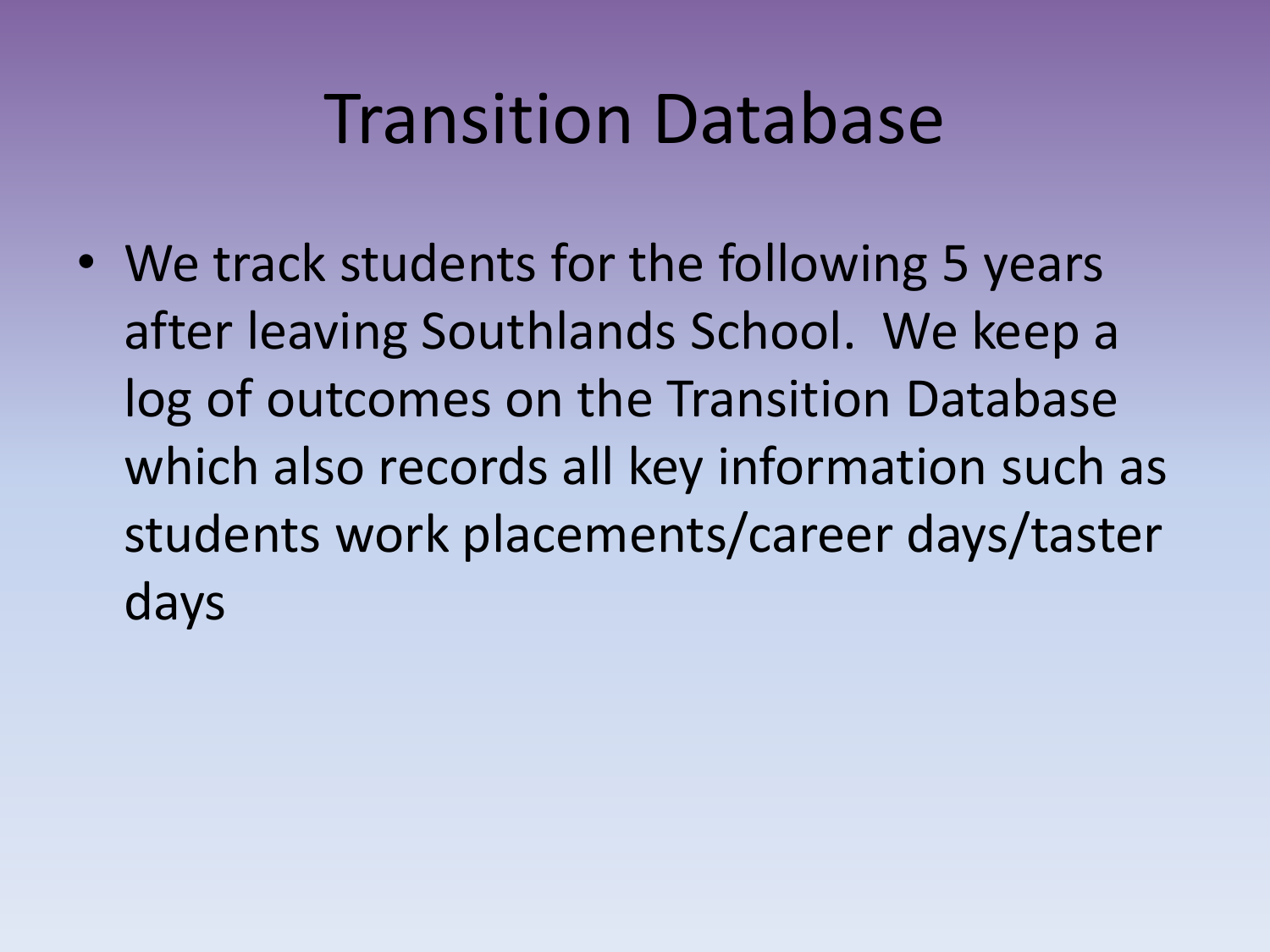# Transition Database

- We track students for the following 5 years after leaving Southlands School. We keep a log of outcomes on the Transition Database which also records all key information such as students work placements/career days/taster days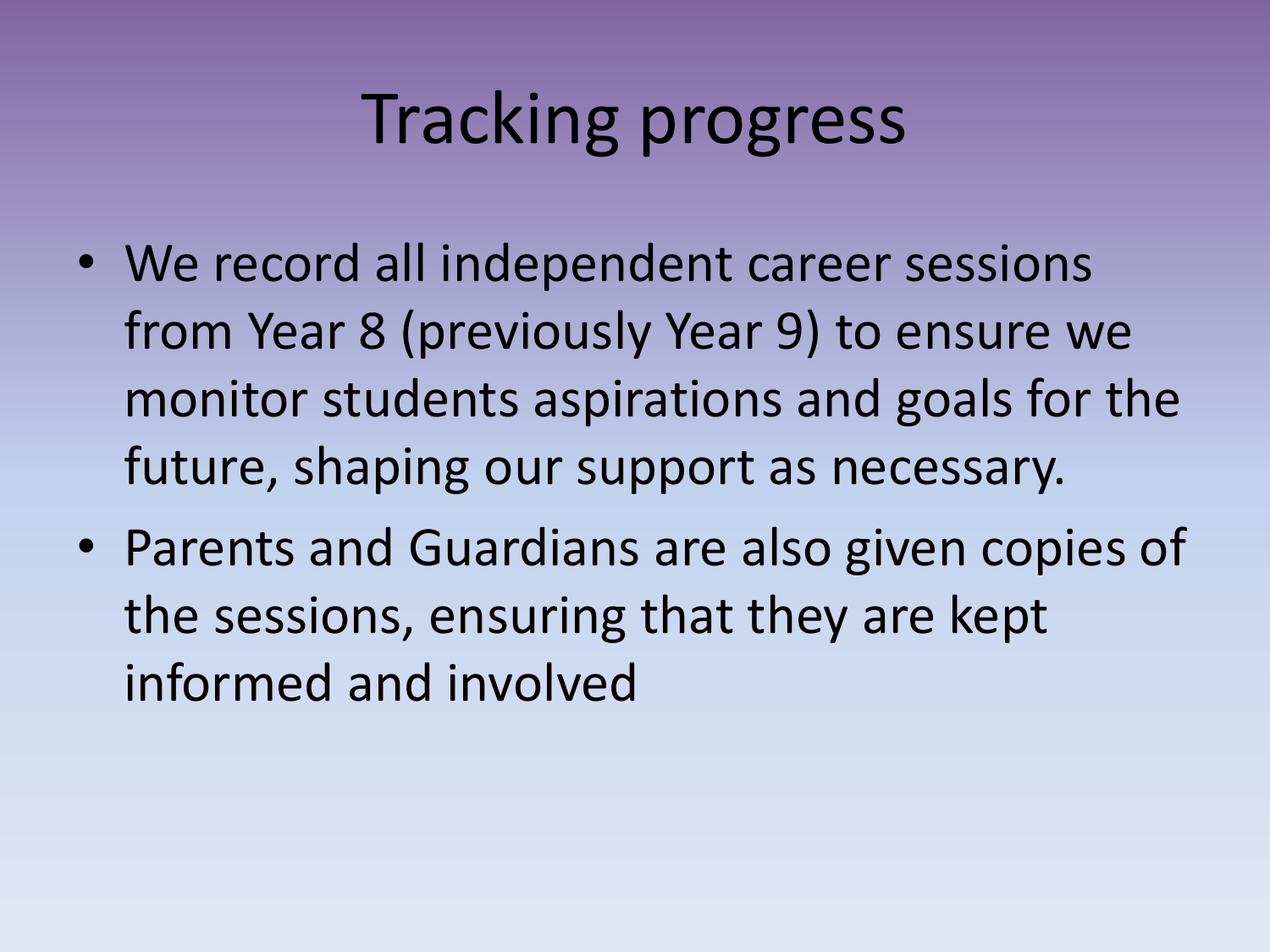# Tracking progress

- We record all independent career sessions from Year 8 (previously Year 9) to ensure we monitor students aspirations and goals for the future, shaping our support as necessary.
- Parents and Guardians are also given copies of the sessions, ensuring that they are kept informed and involved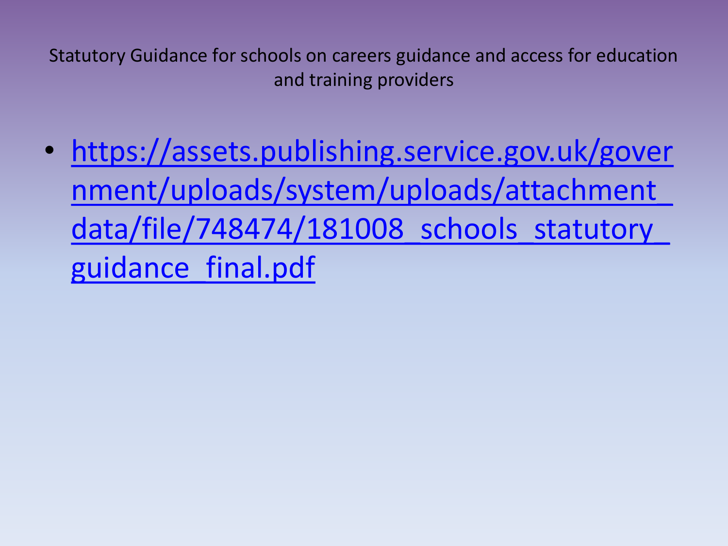Statutory Guidance for schools on careers guidance and access for education and training providers

- https://assets.publishing.service.gov.uk/government/uploads/system/uploads/attachment_data/file/748474/181008_schools_statutory_guidance_final.pdf